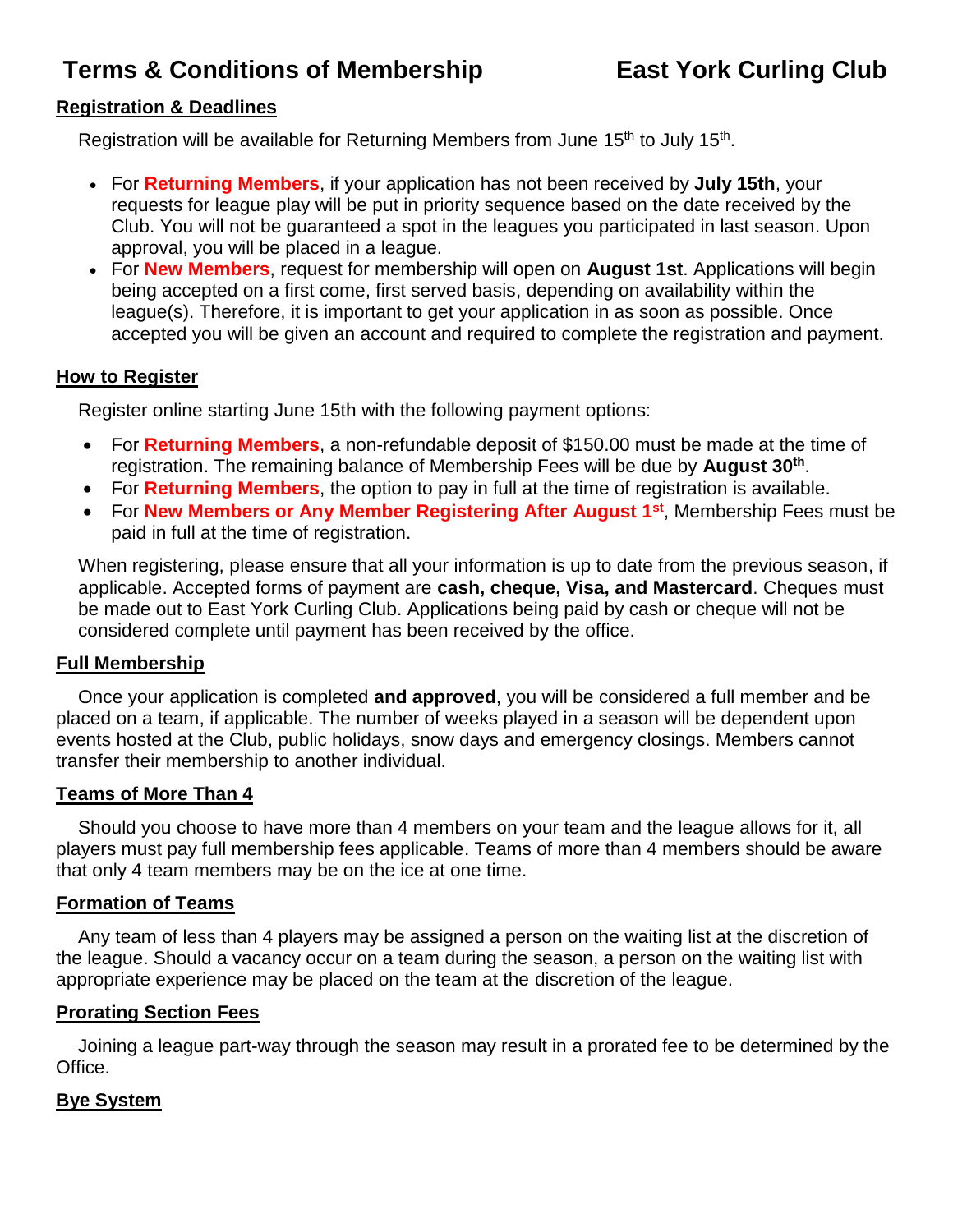# Terms & Conditions of Membership East York Curling Club

## Registration & Deadlines

Registration will be available for Returning Members from June 15th to July 15th.

- For **Returning Members**, if your application has not been received by **July 15th**, your requests for league play will be put in priority sequence based on the date received by the Club. You will not be guaranteed a spot in the leagues you participated in last season. Upon approval, you will be placed in a league.
- For **New Members**, request for membership will open on **August 1st**. Applications will begin being accepted on a first come, first served basis, depending on availability within the league(s). Therefore, it is important to get your application in as soon as possible. Once accepted you will be given an account and required to complete the registration and payment.

## How to Register

Register online starting June 15th with the following payment options:

- For **Returning Members**, a non-refundable deposit of $150.00 must be made at the time of registration. The remaining balance of Membership Fees will be due by **August 30th**.
- For **Returning Members**, the option to pay in full at the time of registration is available.
- For **New Members or Any Member Registering After August 1st**, Membership Fees must be paid in full at the time of registration.

When registering, please ensure that all your information is up to date from the previous season, if applicable. Accepted forms of payment are **cash, cheque, Visa, and Mastercard**. Cheques must be made out to East York Curling Club. Applications being paid by cash or cheque will not be considered complete until payment has been received by the office.

## Full Membership

Once your application is completed **and approved**, you will be considered a full member and be placed on a team, if applicable. The number of weeks played in a season will be dependent upon events hosted at the Club, public holidays, snow days and emergency closings. Members cannot transfer their membership to another individual.

## Teams of More Than 4

Should you choose to have more than 4 members on your team and the league allows for it, all players must pay full membership fees applicable. Teams of more than 4 members should be aware that only 4 team members may be on the ice at one time.

## Formation of Teams

Any team of less than 4 players may be assigned a person on the waiting list at the discretion of the league. Should a vacancy occur on a team during the season, a person on the waiting list with appropriate experience may be placed on the team at the discretion of the league.

## Prorating Section Fees

Joining a league part-way through the season may result in a prorated fee to be determined by the Office.

## Bye System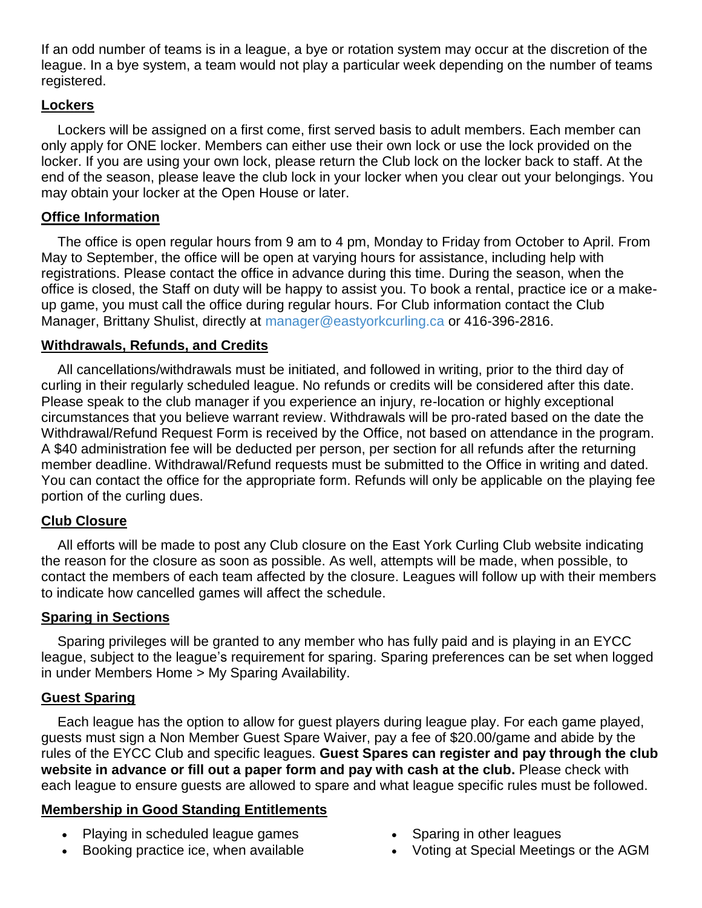If an odd number of teams is in a league, a bye or rotation system may occur at the discretion of the league. In a bye system, a team would not play a particular week depending on the number of teams registered.

## Lockers

Lockers will be assigned on a first come, first served basis to adult members. Each member can only apply for ONE locker. Members can either use their own lock or use the lock provided on the locker. If you are using your own lock, please return the Club lock on the locker back to staff. At the end of the season, please leave the club lock in your locker when you clear out your belongings. You may obtain your locker at the Open House or later.

## Office Information

The office is open regular hours from 9 am to 4 pm, Monday to Friday from October to April. From May to September, the office will be open at varying hours for assistance, including help with registrations. Please contact the office in advance during this time. During the season, when the office is closed, the Staff on duty will be happy to assist you. To book a rental, practice ice or a make-up game, you must call the office during regular hours. For Club information contact the Club Manager, Brittany Shulist, directly at manager@eastyorkcurling.ca or 416-396-2816.

## Withdrawals, Refunds, and Credits

All cancellations/withdrawals must be initiated, and followed in writing, prior to the third day of curling in their regularly scheduled league. No refunds or credits will be considered after this date. Please speak to the club manager if you experience an injury, re-location or highly exceptional circumstances that you believe warrant review. Withdrawals will be pro-rated based on the date the Withdrawal/Refund Request Form is received by the Office, not based on attendance in the program. A $40 administration fee will be deducted per person, per section for all refunds after the returning member deadline. Withdrawal/Refund requests must be submitted to the Office in writing and dated. You can contact the office for the appropriate form. Refunds will only be applicable on the playing fee portion of the curling dues.

## Club Closure

All efforts will be made to post any Club closure on the East York Curling Club website indicating the reason for the closure as soon as possible. As well, attempts will be made, when possible, to contact the members of each team affected by the closure. Leagues will follow up with their members to indicate how cancelled games will affect the schedule.

## Sparing in Sections

Sparing privileges will be granted to any member who has fully paid and is playing in an EYCC league, subject to the league's requirement for sparing. Sparing preferences can be set when logged in under Members Home > My Sparing Availability.

## Guest Sparing

Each league has the option to allow for guest players during league play. For each game played, guests must sign a Non Member Guest Spare Waiver, pay a fee of $20.00/game and abide by the rules of the EYCC Club and specific leagues. **Guest Spares can register and pay through the club website in advance or fill out a paper form and pay with cash at the club.** Please check with each league to ensure guests are allowed to spare and what league specific rules must be followed.

## Membership in Good Standing Entitlements

- Playing in scheduled league games
- Booking practice ice, when available
- Sparing in other leagues
- Voting at Special Meetings or the AGM